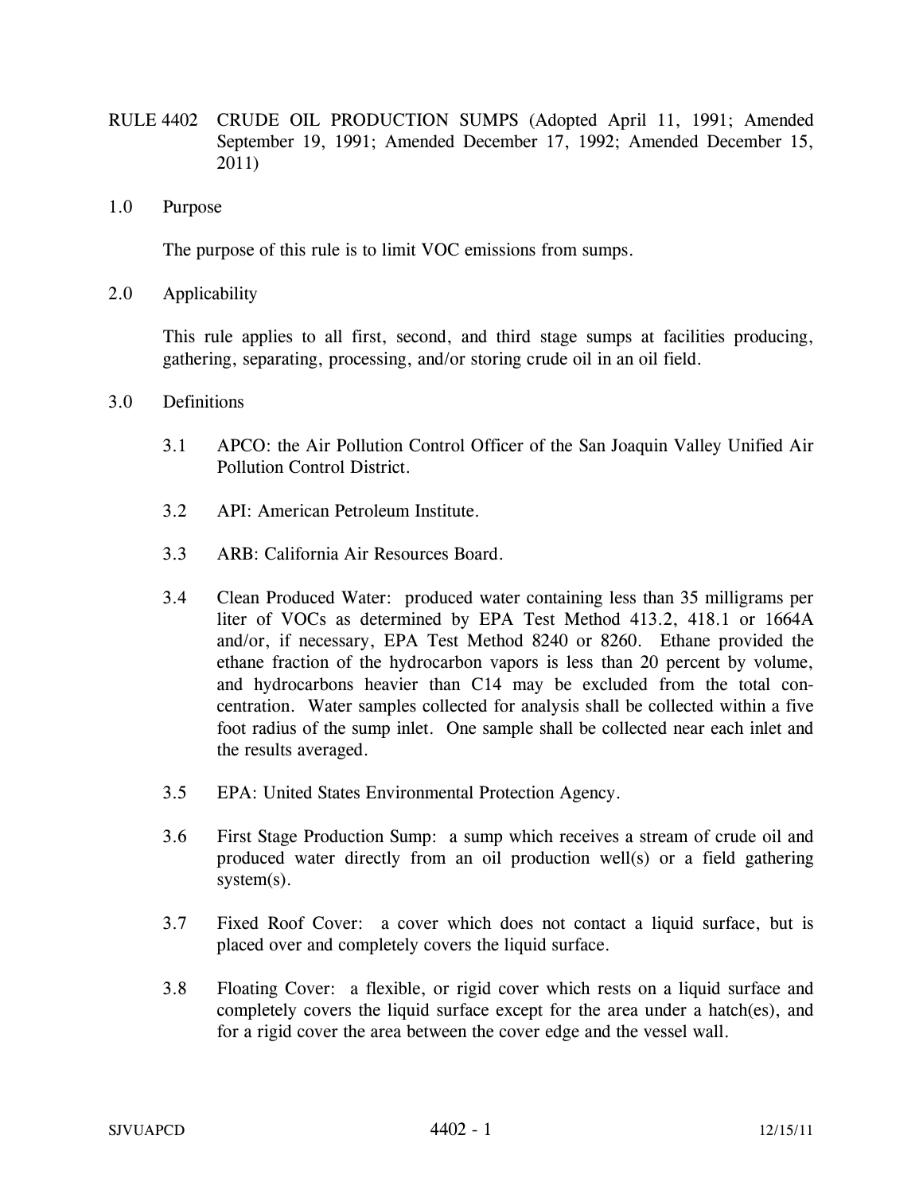# RULE 4402 CRUDE OIL PRODUCTION SUMPS (Adopted April 11, 1991; Amended September 19, 1991; Amended December 17, 1992; Amended December 15, 2011)

## 1.0 Purpose

The purpose of this rule is to limit VOC emissions from sumps.

## 2.0 Applicability

This rule applies to all first, second, and third stage sumps at facilities producing, gathering, separating, processing, and/or storing crude oil in an oil field.

## 3.0 Definitions

3.1 APCO: the Air Pollution Control Officer of the San Joaquin Valley Unified Air Pollution Control District.

3.2 API: American Petroleum Institute.

3.3 ARB: California Air Resources Board.

3.4 Clean Produced Water: produced water containing less than 35 milligrams per liter of VOCs as determined by EPA Test Method 413.2, 418.1 or 1664A and/or, if necessary, EPA Test Method 8240 or 8260. Ethane provided the ethane fraction of the hydrocarbon vapors is less than 20 percent by volume, and hydrocarbons heavier than C14 may be excluded from the total concentration. Water samples collected for analysis shall be collected within a five foot radius of the sump inlet. One sample shall be collected near each inlet and the results averaged.

3.5 EPA: United States Environmental Protection Agency.

3.6 First Stage Production Sump: a sump which receives a stream of crude oil and produced water directly from an oil production well(s) or a field gathering system(s).

3.7 Fixed Roof Cover: a cover which does not contact a liquid surface, but is placed over and completely covers the liquid surface.

3.8 Floating Cover: a flexible, or rigid cover which rests on a liquid surface and completely covers the liquid surface except for the area under a hatch(es), and for a rigid cover the area between the cover edge and the vessel wall.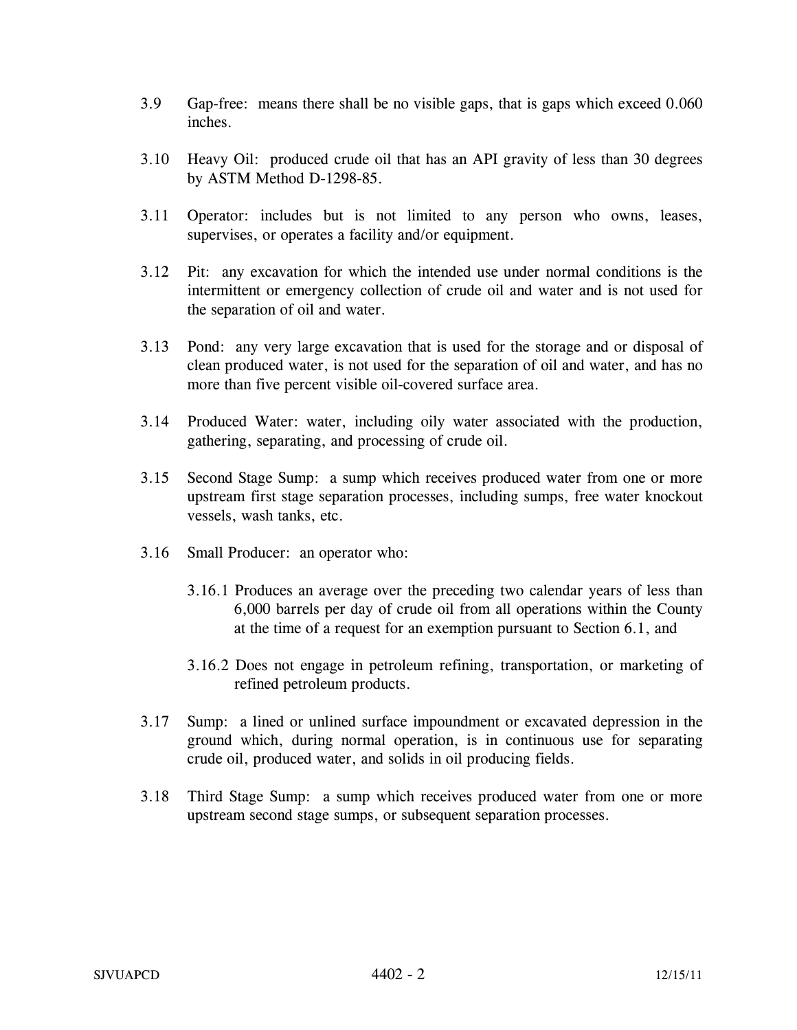3.9 Gap-free: means there shall be no visible gaps, that is gaps which exceed 0.060 inches.

3.10 Heavy Oil: produced crude oil that has an API gravity of less than 30 degrees by ASTM Method D-1298-85.

3.11 Operator: includes but is not limited to any person who owns, leases, supervises, or operates a facility and/or equipment.

3.12 Pit: any excavation for which the intended use under normal conditions is the intermittent or emergency collection of crude oil and water and is not used for the separation of oil and water.

3.13 Pond: any very large excavation that is used for the storage and or disposal of clean produced water, is not used for the separation of oil and water, and has no more than five percent visible oil-covered surface area.

3.14 Produced Water: water, including oily water associated with the production, gathering, separating, and processing of crude oil.

3.15 Second Stage Sump: a sump which receives produced water from one or more upstream first stage separation processes, including sumps, free water knockout vessels, wash tanks, etc.

3.16 Small Producer: an operator who:

3.16.1 Produces an average over the preceding two calendar years of less than 6,000 barrels per day of crude oil from all operations within the County at the time of a request for an exemption pursuant to Section 6.1, and

3.16.2 Does not engage in petroleum refining, transportation, or marketing of refined petroleum products.

3.17 Sump: a lined or unlined surface impoundment or excavated depression in the ground which, during normal operation, is in continuous use for separating crude oil, produced water, and solids in oil producing fields.

3.18 Third Stage Sump: a sump which receives produced water from one or more upstream second stage sumps, or subsequent separation processes.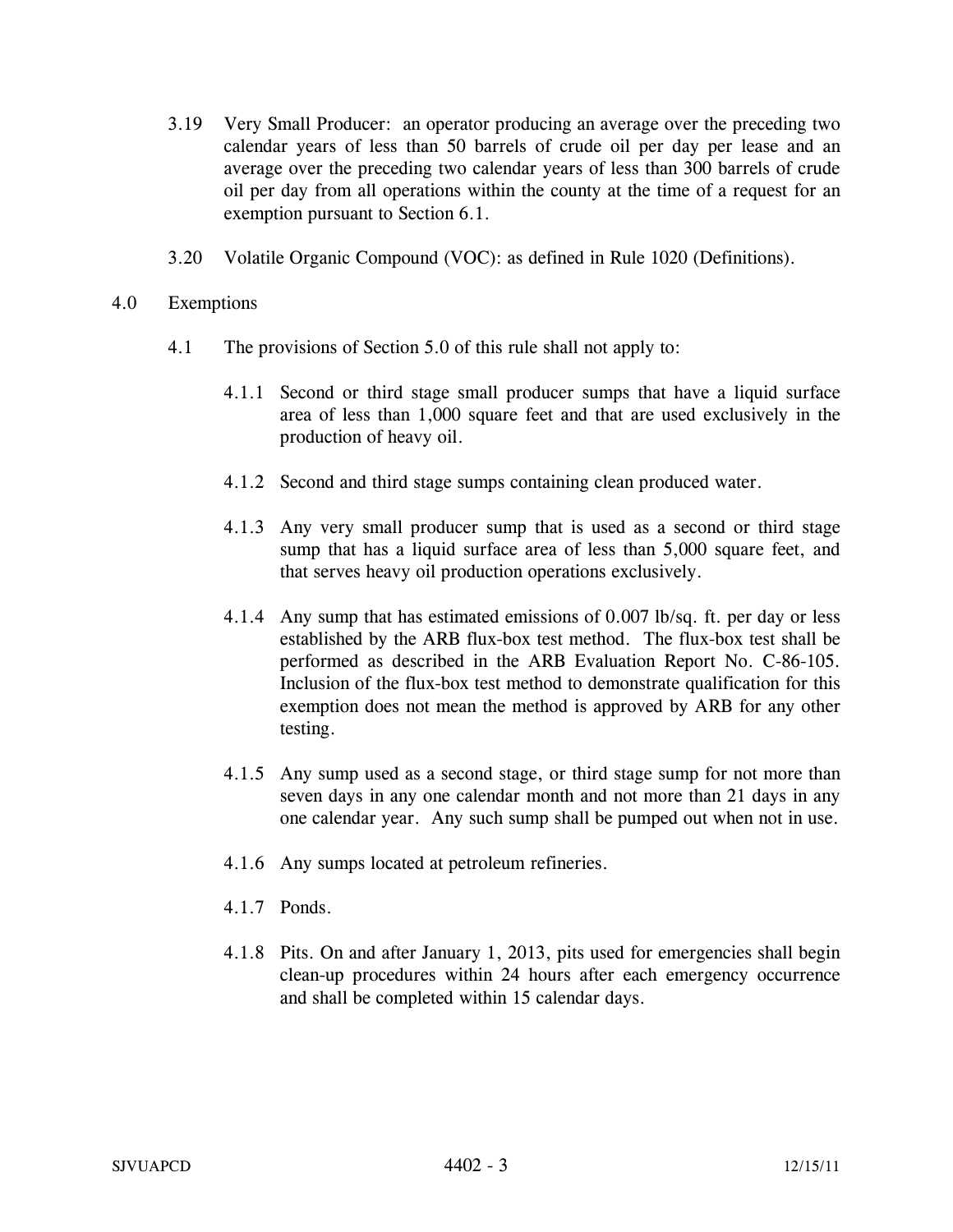3.19 Very Small Producer: an operator producing an average over the preceding two calendar years of less than 50 barrels of crude oil per day per lease and an average over the preceding two calendar years of less than 300 barrels of crude oil per day from all operations within the county at the time of a request for an exemption pursuant to Section 6.1.

3.20 Volatile Organic Compound (VOC): as defined in Rule 1020 (Definitions).

## 4.0 Exemptions

4.1 The provisions of Section 5.0 of this rule shall not apply to:

4.1.1 Second or third stage small producer sumps that have a liquid surface area of less than 1,000 square feet and that are used exclusively in the production of heavy oil.

4.1.2 Second and third stage sumps containing clean produced water.

4.1.3 Any very small producer sump that is used as a second or third stage sump that has a liquid surface area of less than 5,000 square feet, and that serves heavy oil production operations exclusively.

4.1.4 Any sump that has estimated emissions of 0.007 lb/sq. ft. per day or less established by the ARB flux-box test method. The flux-box test shall be performed as described in the ARB Evaluation Report No. C-86-105. Inclusion of the flux-box test method to demonstrate qualification for this exemption does not mean the method is approved by ARB for any other testing.

4.1.5 Any sump used as a second stage, or third stage sump for not more than seven days in any one calendar month and not more than 21 days in any one calendar year. Any such sump shall be pumped out when not in use.

4.1.6 Any sumps located at petroleum refineries.

4.1.7 Ponds.

4.1.8 Pits. On and after January 1, 2013, pits used for emergencies shall begin clean-up procedures within 24 hours after each emergency occurrence and shall be completed within 15 calendar days.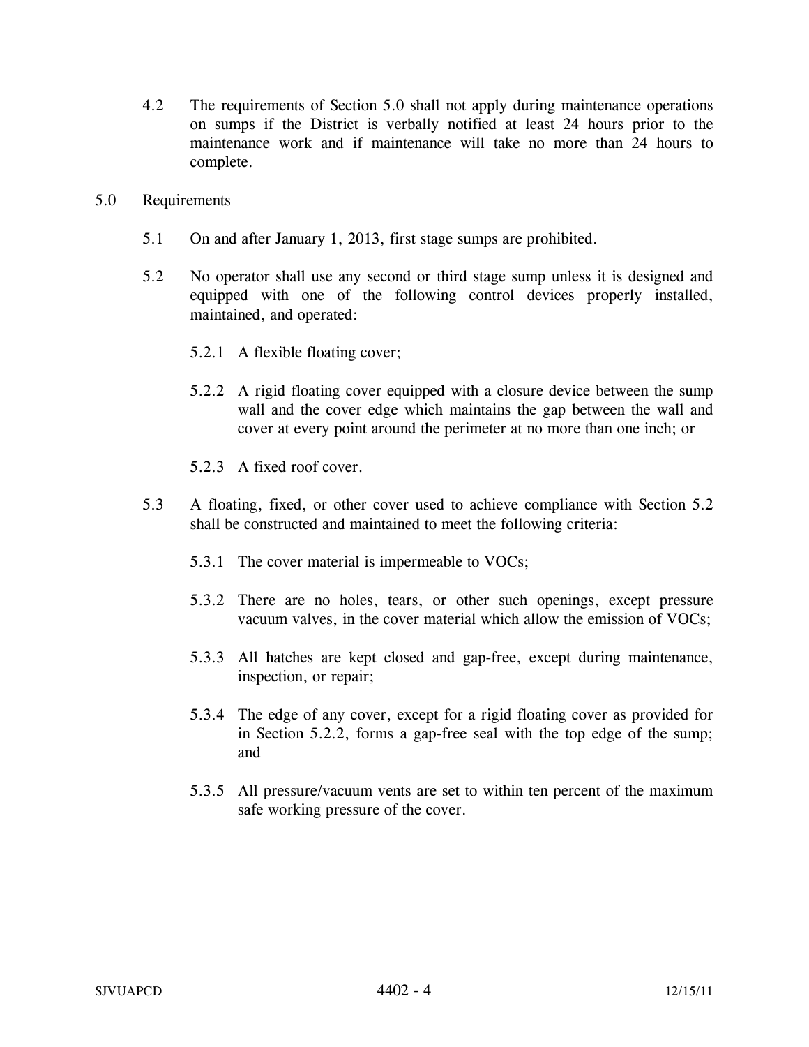4.2 The requirements of Section 5.0 shall not apply during maintenance operations on sumps if the District is verbally notified at least 24 hours prior to the maintenance work and if maintenance will take no more than 24 hours to complete.

## 5.0 Requirements

5.1 On and after January 1, 2013, first stage sumps are prohibited.

5.2 No operator shall use any second or third stage sump unless it is designed and equipped with one of the following control devices properly installed, maintained, and operated:

5.2.1 A flexible floating cover;

5.2.2 A rigid floating cover equipped with a closure device between the sump wall and the cover edge which maintains the gap between the wall and cover at every point around the perimeter at no more than one inch; or

5.2.3 A fixed roof cover.

5.3 A floating, fixed, or other cover used to achieve compliance with Section 5.2 shall be constructed and maintained to meet the following criteria:

5.3.1 The cover material is impermeable to VOCs;

5.3.2 There are no holes, tears, or other such openings, except pressure vacuum valves, in the cover material which allow the emission of VOCs;

5.3.3 All hatches are kept closed and gap-free, except during maintenance, inspection, or repair;

5.3.4 The edge of any cover, except for a rigid floating cover as provided for in Section 5.2.2, forms a gap-free seal with the top edge of the sump; and

5.3.5 All pressure/vacuum vents are set to within ten percent of the maximum safe working pressure of the cover.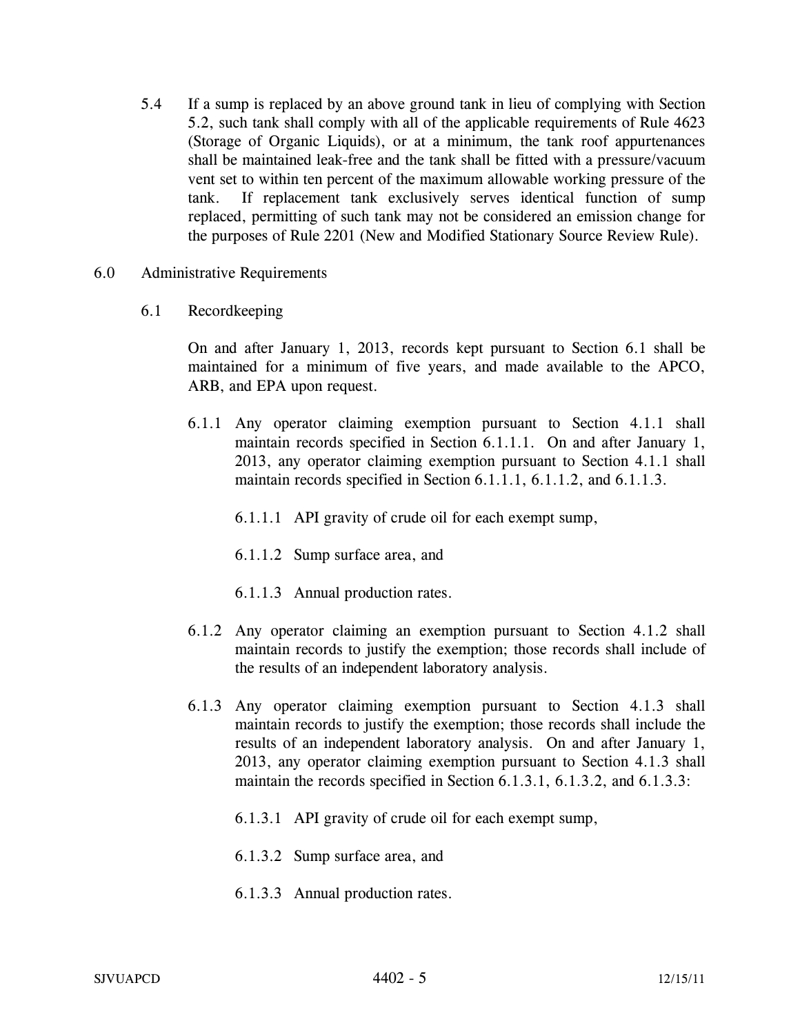5.4 If a sump is replaced by an above ground tank in lieu of complying with Section 5.2, such tank shall comply with all of the applicable requirements of Rule 4623 (Storage of Organic Liquids), or at a minimum, the tank roof appurtenances shall be maintained leak-free and the tank shall be fitted with a pressure/vacuum vent set to within ten percent of the maximum allowable working pressure of the tank. If replacement tank exclusively serves identical function of sump replaced, permitting of such tank may not be considered an emission change for the purposes of Rule 2201 (New and Modified Stationary Source Review Rule).

## 6.0 Administrative Requirements

### 6.1 Recordkeeping

On and after January 1, 2013, records kept pursuant to Section 6.1 shall be maintained for a minimum of five years, and made available to the APCO, ARB, and EPA upon request.

6.1.1 Any operator claiming exemption pursuant to Section 4.1.1 shall maintain records specified in Section 6.1.1.1. On and after January 1, 2013, any operator claiming exemption pursuant to Section 4.1.1 shall maintain records specified in Section 6.1.1.1, 6.1.1.2, and 6.1.1.3.

6.1.1.1 API gravity of crude oil for each exempt sump,

6.1.1.2 Sump surface area, and

6.1.1.3 Annual production rates.

6.1.2 Any operator claiming an exemption pursuant to Section 4.1.2 shall maintain records to justify the exemption; those records shall include of the results of an independent laboratory analysis.

6.1.3 Any operator claiming exemption pursuant to Section 4.1.3 shall maintain records to justify the exemption; those records shall include the results of an independent laboratory analysis. On and after January 1, 2013, any operator claiming exemption pursuant to Section 4.1.3 shall maintain the records specified in Section 6.1.3.1, 6.1.3.2, and 6.1.3.3:

6.1.3.1 API gravity of crude oil for each exempt sump,

6.1.3.2 Sump surface area, and

6.1.3.3 Annual production rates.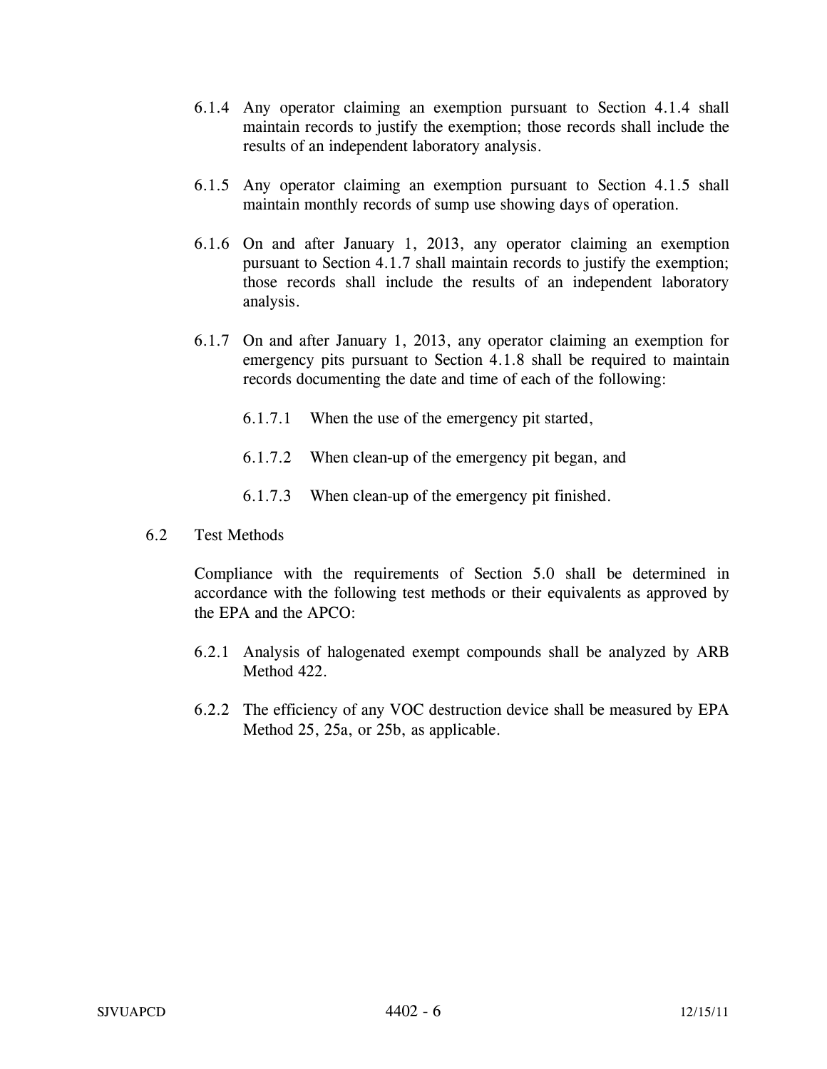6.1.4 Any operator claiming an exemption pursuant to Section 4.1.4 shall maintain records to justify the exemption; those records shall include the results of an independent laboratory analysis.

6.1.5 Any operator claiming an exemption pursuant to Section 4.1.5 shall maintain monthly records of sump use showing days of operation.

6.1.6 On and after January 1, 2013, any operator claiming an exemption pursuant to Section 4.1.7 shall maintain records to justify the exemption; those records shall include the results of an independent laboratory analysis.

6.1.7 On and after January 1, 2013, any operator claiming an exemption for emergency pits pursuant to Section 4.1.8 shall be required to maintain records documenting the date and time of each of the following:

6.1.7.1 When the use of the emergency pit started,

6.1.7.2 When clean-up of the emergency pit began, and

6.1.7.3 When clean-up of the emergency pit finished.

6.2 Test Methods

Compliance with the requirements of Section 5.0 shall be determined in accordance with the following test methods or their equivalents as approved by the EPA and the APCO:

6.2.1 Analysis of halogenated exempt compounds shall be analyzed by ARB Method 422.

6.2.2 The efficiency of any VOC destruction device shall be measured by EPA Method 25, 25a, or 25b, as applicable.